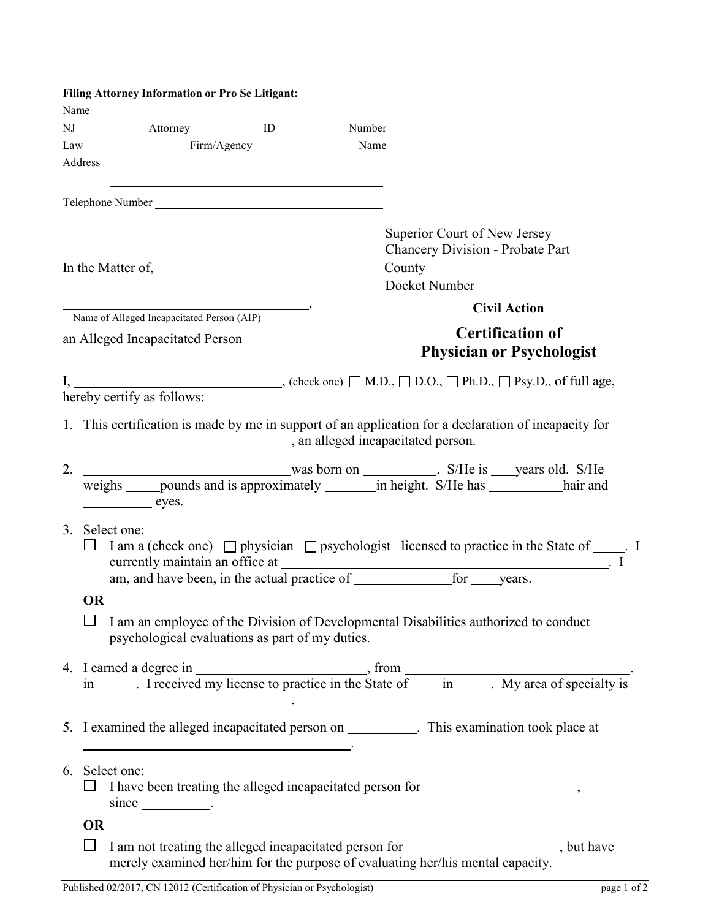**Filing Attorney Information or Pro Se Litigant:**

Name \_\_\_\_\_\_\_\_\_\_\_\_\_\_\_\_\_\_\_\_\_\_\_\_\_\_\_\_\_\_\_\_\_\_\_\_\_\_\_\_

NJ Attorney ID Number

Law Firm/Agency Name

Address \_\_\_\_\_\_\_\_\_\_\_\_\_\_\_\_\_\_\_\_\_\_\_\_\_\_\_\_\_\_\_\_\_\_\_\_\_\_\_\_

\_\_\_\_\_\_\_\_\_\_\_\_\_\_\_\_\_\_\_\_\_\_\_\_\_\_\_\_\_\_\_\_\_\_\_\_\_\_\_\_

Telephone Number \_\_\_\_\_\_\_\_\_\_\_\_\_\_\_\_\_\_\_\_\_\_\_\_\_\_\_\_\_\_\_\_\_\_\_\_

| | |
|---|---|
| In the Matter of,<br><br>\_\_\_\_\_\_\_\_\_\_\_\_\_\_\_\_\_\_\_\_\_\_\_\_\_\_\_\_\_\_\_\_\_\_,<br>Name of Alleged Incapacitated Person (AIP)<br><br>an Alleged Incapacitated Person | Superior Court of New Jersey<br>Chancery Division - Probate Part<br>County \_\_\_\_\_\_\_\_\_\_\_\_\_\_\_\_<br>Docket Number \_\_\_\_\_\_\_\_\_\_\_\_\_\_\_\_\_<br><br>**Civil Action**<br><br>**Certification of Physician or Psychologist** |

I, \_\_\_\_\_\_\_\_\_\_\_\_\_\_\_\_\_\_\_\_\_\_\_\_\_\_\_\_, (check one) ☐ M.D., ☐ D.O., ☐ Ph.D., ☐ Psy.D., of full age, hereby certify as follows:

1. This certification is made by me in support of an application for a declaration of incapacity for \_\_\_\_\_\_\_\_\_\_\_\_\_\_\_\_\_\_\_\_\_\_\_\_\_\_\_\_, an alleged incapacitated person.

2. \_\_\_\_\_\_\_\_\_\_\_\_\_\_\_\_\_\_\_\_\_\_\_\_\_\_\_\_ was born on \_\_\_\_\_\_\_\_\_\_. S/He is \_\_\_\_ years old. S/He weighs \_\_\_\_\_ pounds and is approximately \_\_\_\_\_\_\_ in height. S/He has \_\_\_\_\_\_\_\_\_\_ hair and \_\_\_\_\_\_\_\_\_\_ eyes.

3. Select one:

   ☐ I am a (check one) ☐ physician ☐ psychologist licensed to practice in the State of \_\_\_\_\_. I currently maintain an office at \_\_\_\_\_\_\_\_\_\_\_\_\_\_\_\_\_\_\_\_\_\_\_\_\_\_\_\_\_\_\_\_\_\_\_\_\_\_\_\_\_\_\_\_. I am, and have been, in the actual practice of \_\_\_\_\_\_\_\_\_\_\_\_\_\_ for \_\_\_\_ years.

   **OR**

   ☐ I am an employee of the Division of Developmental Disabilities authorized to conduct psychological evaluations as part of my duties.

4. I earned a degree in \_\_\_\_\_\_\_\_\_\_\_\_\_\_\_\_\_\_\_\_\_\_\_, from \_\_\_\_\_\_\_\_\_\_\_\_\_\_\_\_\_\_\_\_\_\_\_\_\_\_\_\_\_\_\_\_. in \_\_\_\_\_. I received my license to practice in the State of \_\_\_\_ in \_\_\_\_\_. My area of specialty is \_\_\_\_\_\_\_\_\_\_\_\_\_\_\_\_\_\_\_\_\_\_\_\_\_\_\_\_\_\_\_\_.

5. I examined the alleged incapacitated person on \_\_\_\_\_\_\_\_\_\_. This examination took place at \_\_\_\_\_\_\_\_\_\_\_\_\_\_\_\_\_\_\_\_\_\_\_\_\_\_\_\_\_\_\_\_\_\_\_\_\_\_\_\_.

6. Select one:

   ☐ I have been treating the alleged incapacitated person for \_\_\_\_\_\_\_\_\_\_\_\_\_\_\_\_\_\_\_\_\_\_, since \_\_\_\_\_\_\_\_\_\_.

   **OR**

   ☐ I am not treating the alleged incapacitated person for \_\_\_\_\_\_\_\_\_\_\_\_\_\_\_\_\_\_\_\_\_\_, but have merely examined her/him for the purpose of evaluating her/his mental capacity.

Published 02/2017, CN 12012 (Certification of Physician or Psychologist)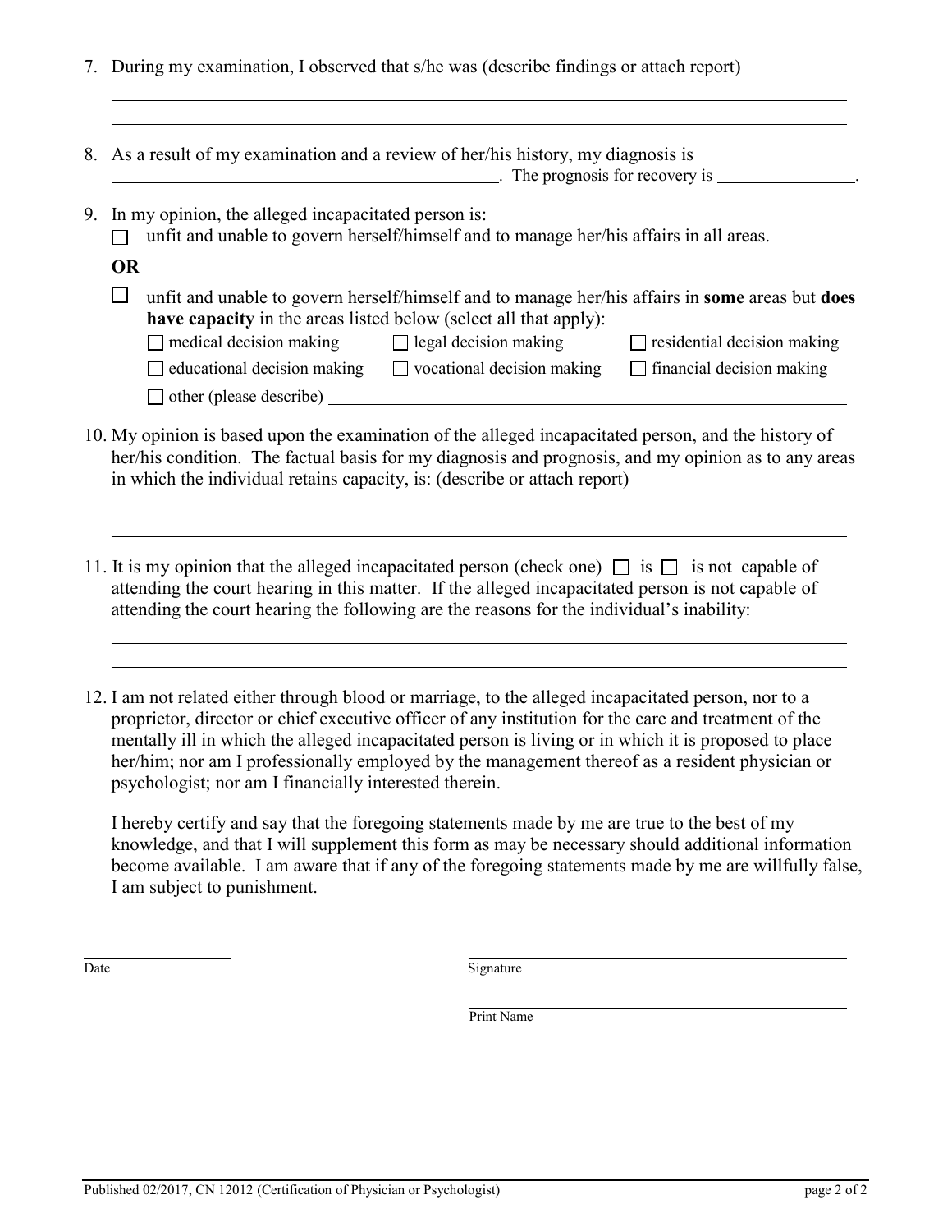7. During my examination, I observed that s/he was (describe findings or attach report)

______________________________________________________________________________

______________________________________________________________________________

8. As a result of my examination and a review of her/his history, my diagnosis is ____________________________________________. The prognosis for recovery is ________________.

9. In my opinion, the alleged incapacitated person is:

   ☐ unfit and unable to govern herself/himself and to manage her/his affairs in all areas.

   **OR**

   ☐ unfit and unable to govern herself/himself and to manage her/his affairs in **some** areas but **does have capacity** in the areas listed below (select all that apply):

   ☐ medical decision making ☐ legal decision making ☐ residential decision making

   ☐ educational decision making ☐ vocational decision making ☐ financial decision making

   ☐ other (please describe) ____________________________________________

10. My opinion is based upon the examination of the alleged incapacitated person, and the history of her/his condition. The factual basis for my diagnosis and prognosis, and my opinion as to any areas in which the individual retains capacity, is: (describe or attach report)

______________________________________________________________________________

______________________________________________________________________________

11. It is my opinion that the alleged incapacitated person (check one) ☐ is ☐ is not capable of attending the court hearing in this matter. If the alleged incapacitated person is not capable of attending the court hearing the following are the reasons for the individual's inability:

______________________________________________________________________________

______________________________________________________________________________

12. I am not related either through blood or marriage, to the alleged incapacitated person, nor to a proprietor, director or chief executive officer of any institution for the care and treatment of the mentally ill in which the alleged incapacitated person is living or in which it is proposed to place her/him; nor am I professionally employed by the management thereof as a resident physician or psychologist; nor am I financially interested therein.

    I hereby certify and say that the foregoing statements made by me are true to the best of my knowledge, and that I will supplement this form as may be necessary should additional information become available. I am aware that if any of the foregoing statements made by me are willfully false, I am subject to punishment.

____________________ ____________________________________________

Date Signature

____________________________________________

Print Name

Published 02/2017, CN 12012 (Certification of Physician or Psychologist)